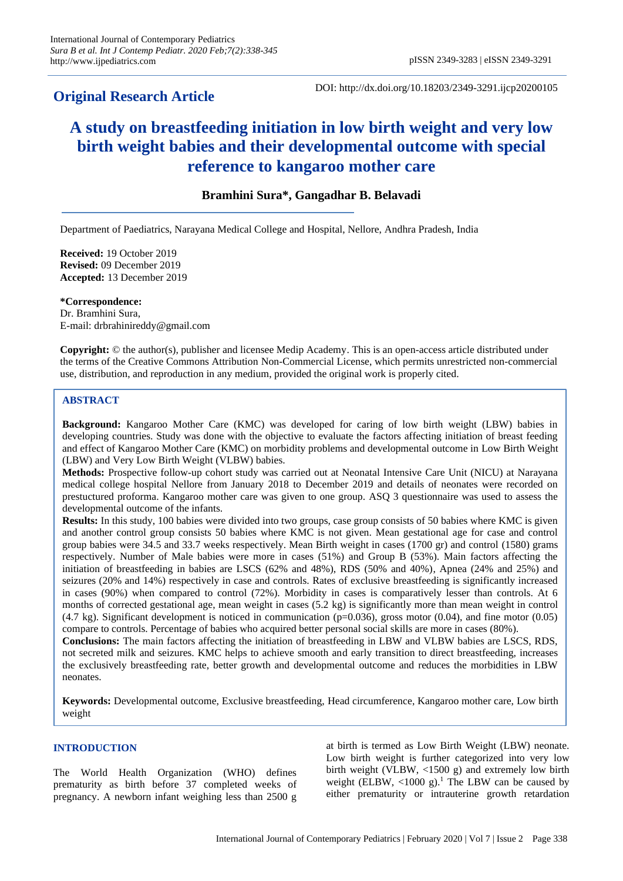**Original Research Article**

DOI: http://dx.doi.org/10.18203/2349-3291.ijcp20200105

# A study on breastfeeding initiation in low birth weight and very low birth weight babies and their developmental outcome with special reference to kangaroo mother care

**Bramhini Sura\*, Gangadhar B. Belavadi**

Department of Paediatrics, Narayana Medical College and Hospital, Nellore, Andhra Pradesh, India

**Received:** 19 October 2019
**Revised:** 09 December 2019
**Accepted:** 13 December 2019

**\*Correspondence:**
Dr. Bramhini Sura,
E-mail: drbrahinireddy@gmail.com

**Copyright:** © the author(s), publisher and licensee Medip Academy. This is an open-access article distributed under the terms of the Creative Commons Attribution Non-Commercial License, which permits unrestricted non-commercial use, distribution, and reproduction in any medium, provided the original work is properly cited.

## ABSTRACT

**Background:** Kangaroo Mother Care (KMC) was developed for caring of low birth weight (LBW) babies in developing countries. Study was done with the objective to evaluate the factors affecting initiation of breast feeding and effect of Kangaroo Mother Care (KMC) on morbidity problems and developmental outcome in Low Birth Weight (LBW) and Very Low Birth Weight (VLBW) babies.

**Methods:** Prospective follow-up cohort study was carried out at Neonatal Intensive Care Unit (NICU) at Narayana medical college hospital Nellore from January 2018 to December 2019 and details of neonates were recorded on prestuctured proforma. Kangaroo mother care was given to one group. ASQ 3 questionnaire was used to assess the developmental outcome of the infants.

**Results:** In this study, 100 babies were divided into two groups, case group consists of 50 babies where KMC is given and another control group consists 50 babies where KMC is not given. Mean gestational age for case and control group babies were 34.5 and 33.7 weeks respectively. Mean Birth weight in cases (1700 gr) and control (1580) grams respectively. Number of Male babies were more in cases (51%) and Group B (53%). Main factors affecting the initiation of breastfeeding in babies are LSCS (62% and 48%), RDS (50% and 40%), Apnea (24% and 25%) and seizures (20% and 14%) respectively in case and controls. Rates of exclusive breastfeeding is significantly increased in cases (90%) when compared to control (72%). Morbidity in cases is comparatively lesser than controls. At 6 months of corrected gestational age, mean weight in cases (5.2 kg) is significantly more than mean weight in control (4.7 kg). Significant development is noticed in communication (p=0.036), gross motor (0.04), and fine motor (0.05) compare to controls. Percentage of babies who acquired better personal social skills are more in cases (80%).

**Conclusions:** The main factors affecting the initiation of breastfeeding in LBW and VLBW babies are LSCS, RDS, not secreted milk and seizures. KMC helps to achieve smooth and early transition to direct breastfeeding, increases the exclusively breastfeeding rate, better growth and developmental outcome and reduces the morbidities in LBW neonates.

**Keywords:** Developmental outcome, Exclusive breastfeeding, Head circumference, Kangaroo mother care, Low birth weight

## INTRODUCTION

The World Health Organization (WHO) defines prematurity as birth before 37 completed weeks of pregnancy. A newborn infant weighing less than 2500 g at birth is termed as Low Birth Weight (LBW) neonate. Low birth weight is further categorized into very low birth weight (VLBW, <1500 g) and extremely low birth weight (ELBW, <1000 g).[1] The LBW can be caused by either prematurity or intrauterine growth retardation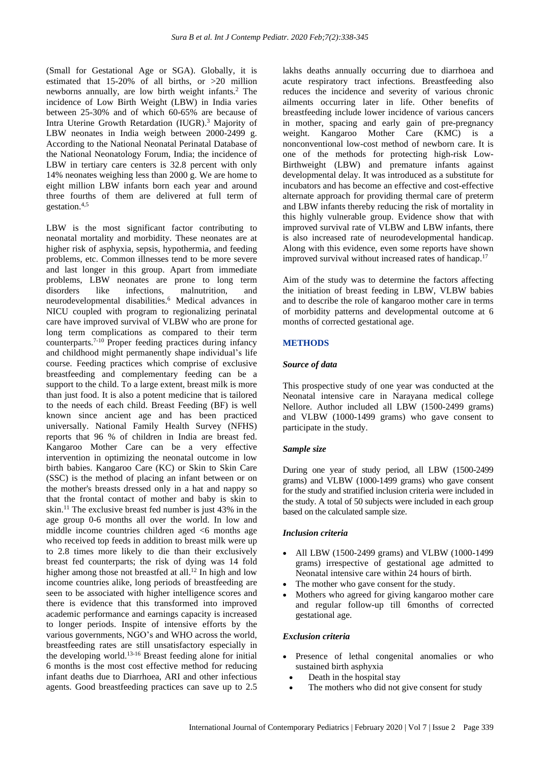(Small for Gestational Age or SGA). Globally, it is estimated that 15-20% of all births, or >20 million newborns annually, are low birth weight infants.[2] The incidence of Low Birth Weight (LBW) in India varies between 25-30% and of which 60-65% are because of Intra Uterine Growth Retardation (IUGR).[3] Majority of LBW neonates in India weigh between 2000-2499 g. According to the National Neonatal Perinatal Database of the National Neonatology Forum, India; the incidence of LBW in tertiary care centers is 32.8 percent with only 14% neonates weighing less than 2000 g. We are home to eight million LBW infants born each year and around three fourths of them are delivered at full term of gestation.[4,5]

LBW is the most significant factor contributing to neonatal mortality and morbidity. These neonates are at higher risk of asphyxia, sepsis, hypothermia, and feeding problems, etc. Common illnesses tend to be more severe and last longer in this group. Apart from immediate problems, LBW neonates are prone to long term disorders like infections, malnutrition, and neurodevelopmental disabilities.[6] Medical advances in NICU coupled with program to regionalizing perinatal care have improved survival of VLBW who are prone for long term complications as compared to their term counterparts.[7-10] Proper feeding practices during infancy and childhood might permanently shape individual's life course. Feeding practices which comprise of exclusive breastfeeding and complementary feeding can be a support to the child. To a large extent, breast milk is more than just food. It is also a potent medicine that is tailored to the needs of each child. Breast Feeding (BF) is well known since ancient age and has been practiced universally. National Family Health Survey (NFHS) reports that 96 % of children in India are breast fed. Kangaroo Mother Care can be a very effective intervention in optimizing the neonatal outcome in low birth babies. Kangaroo Care (KC) or Skin to Skin Care (SSC) is the method of placing an infant between or on the mother's breasts dressed only in a hat and nappy so that the frontal contact of mother and baby is skin to skin.[11] The exclusive breast fed number is just 43% in the age group 0-6 months all over the world. In low and middle income countries children aged <6 months age who received top feeds in addition to breast milk were up to 2.8 times more likely to die than their exclusively breast fed counterparts; the risk of dying was 14 fold higher among those not breastfed at all.[12] In high and low income countries alike, long periods of breastfeeding are seen to be associated with higher intelligence scores and there is evidence that this transformed into improved academic performance and earnings capacity is increased to longer periods. Inspite of intensive efforts by the various governments, NGO's and WHO across the world, breastfeeding rates are still unsatisfactory especially in the developing world.[13-16] Breast feeding alone for initial 6 months is the most cost effective method for reducing infant deaths due to Diarrhoea, ARI and other infectious agents. Good breastfeeding practices can save up to 2.5 lakhs deaths annually occurring due to diarrhoea and acute respiratory tract infections. Breastfeeding also reduces the incidence and severity of various chronic ailments occurring later in life. Other benefits of breastfeeding include lower incidence of various cancers in mother, spacing and early gain of pre-pregnancy weight. Kangaroo Mother Care (KMC) is a nonconventional low-cost method of newborn care. It is one of the methods for protecting high-risk Low-Birthweight (LBW) and premature infants against developmental delay. It was introduced as a substitute for incubators and has become an effective and cost-effective alternate approach for providing thermal care of preterm and LBW infants thereby reducing the risk of mortality in this highly vulnerable group. Evidence show that with improved survival rate of VLBW and LBW infants, there is also increased rate of neurodevelopmental handicap. Along with this evidence, even some reports have shown improved survival without increased rates of handicap.[17]

Aim of the study was to determine the factors affecting the initiation of breast feeding in LBW, VLBW babies and to describe the role of kangaroo mother care in terms of morbidity patterns and developmental outcome at 6 months of corrected gestational age.

## METHODS

### *Source of data*

This prospective study of one year was conducted at the Neonatal intensive care in Narayana medical college Nellore. Author included all LBW (1500-2499 grams) and VLBW (1000-1499 grams) who gave consent to participate in the study.

### *Sample size*

During one year of study period, all LBW (1500-2499 grams) and VLBW (1000-1499 grams) who gave consent for the study and stratified inclusion criteria were included in the study. A total of 50 subjects were included in each group based on the calculated sample size.

### *Inclusion criteria*

- All LBW (1500-2499 grams) and VLBW (1000-1499 grams) irrespective of gestational age admitted to Neonatal intensive care within 24 hours of birth.
- The mother who gave consent for the study.
- Mothers who agreed for giving kangaroo mother care and regular follow-up till 6months of corrected gestational age.

### *Exclusion criteria*

- Presence of lethal congenital anomalies or who sustained birth asphyxia
- Death in the hospital stay
- The mothers who did not give consent for study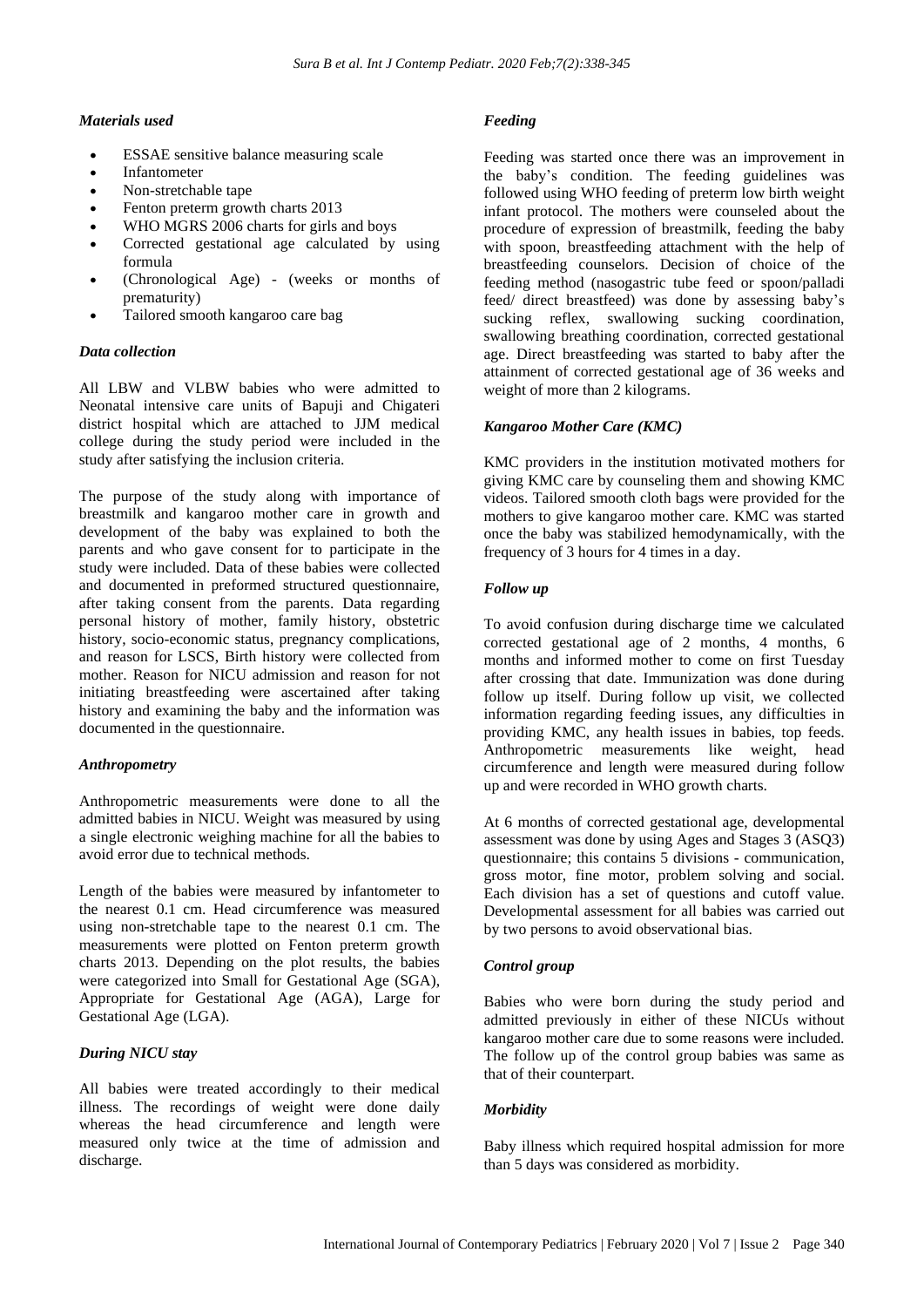### *Materials used*

- ESSAE sensitive balance measuring scale
- Infantometer
- Non-stretchable tape
- Fenton preterm growth charts 2013
- WHO MGRS 2006 charts for girls and boys
- Corrected gestational age calculated by using formula
- (Chronological Age) - (weeks or months of prematurity)
- Tailored smooth kangaroo care bag

### *Data collection*

All LBW and VLBW babies who were admitted to Neonatal intensive care units of Bapuji and Chigateri district hospital which are attached to JJM medical college during the study period were included in the study after satisfying the inclusion criteria.

The purpose of the study along with importance of breastmilk and kangaroo mother care in growth and development of the baby was explained to both the parents and who gave consent for to participate in the study were included. Data of these babies were collected and documented in preformed structured questionnaire, after taking consent from the parents. Data regarding personal history of mother, family history, obstetric history, socio-economic status, pregnancy complications, and reason for LSCS, Birth history were collected from mother. Reason for NICU admission and reason for not initiating breastfeeding were ascertained after taking history and examining the baby and the information was documented in the questionnaire.

### *Anthropometry*

Anthropometric measurements were done to all the admitted babies in NICU. Weight was measured by using a single electronic weighing machine for all the babies to avoid error due to technical methods.

Length of the babies were measured by infantometer to the nearest 0.1 cm. Head circumference was measured using non-stretchable tape to the nearest 0.1 cm. The measurements were plotted on Fenton preterm growth charts 2013. Depending on the plot results, the babies were categorized into Small for Gestational Age (SGA), Appropriate for Gestational Age (AGA), Large for Gestational Age (LGA).

### *During NICU stay*

All babies were treated accordingly to their medical illness. The recordings of weight were done daily whereas the head circumference and length were measured only twice at the time of admission and discharge.

### *Feeding*

Feeding was started once there was an improvement in the baby's condition. The feeding guidelines was followed using WHO feeding of preterm low birth weight infant protocol. The mothers were counseled about the procedure of expression of breastmilk, feeding the baby with spoon, breastfeeding attachment with the help of breastfeeding counselors. Decision of choice of the feeding method (nasogastric tube feed or spoon/palladi feed/ direct breastfeed) was done by assessing baby's sucking reflex, swallowing sucking coordination, swallowing breathing coordination, corrected gestational age. Direct breastfeeding was started to baby after the attainment of corrected gestational age of 36 weeks and weight of more than 2 kilograms.

### *Kangaroo Mother Care (KMC)*

KMC providers in the institution motivated mothers for giving KMC care by counseling them and showing KMC videos. Tailored smooth cloth bags were provided for the mothers to give kangaroo mother care. KMC was started once the baby was stabilized hemodynamically, with the frequency of 3 hours for 4 times in a day.

### *Follow up*

To avoid confusion during discharge time we calculated corrected gestational age of 2 months, 4 months, 6 months and informed mother to come on first Tuesday after crossing that date. Immunization was done during follow up itself. During follow up visit, we collected information regarding feeding issues, any difficulties in providing KMC, any health issues in babies, top feeds. Anthropometric measurements like weight, head circumference and length were measured during follow up and were recorded in WHO growth charts.

At 6 months of corrected gestational age, developmental assessment was done by using Ages and Stages 3 (ASQ3) questionnaire; this contains 5 divisions - communication, gross motor, fine motor, problem solving and social. Each division has a set of questions and cutoff value. Developmental assessment for all babies was carried out by two persons to avoid observational bias.

### *Control group*

Babies who were born during the study period and admitted previously in either of these NICUs without kangaroo mother care due to some reasons were included. The follow up of the control group babies was same as that of their counterpart.

### *Morbidity*

Baby illness which required hospital admission for more than 5 days was considered as morbidity.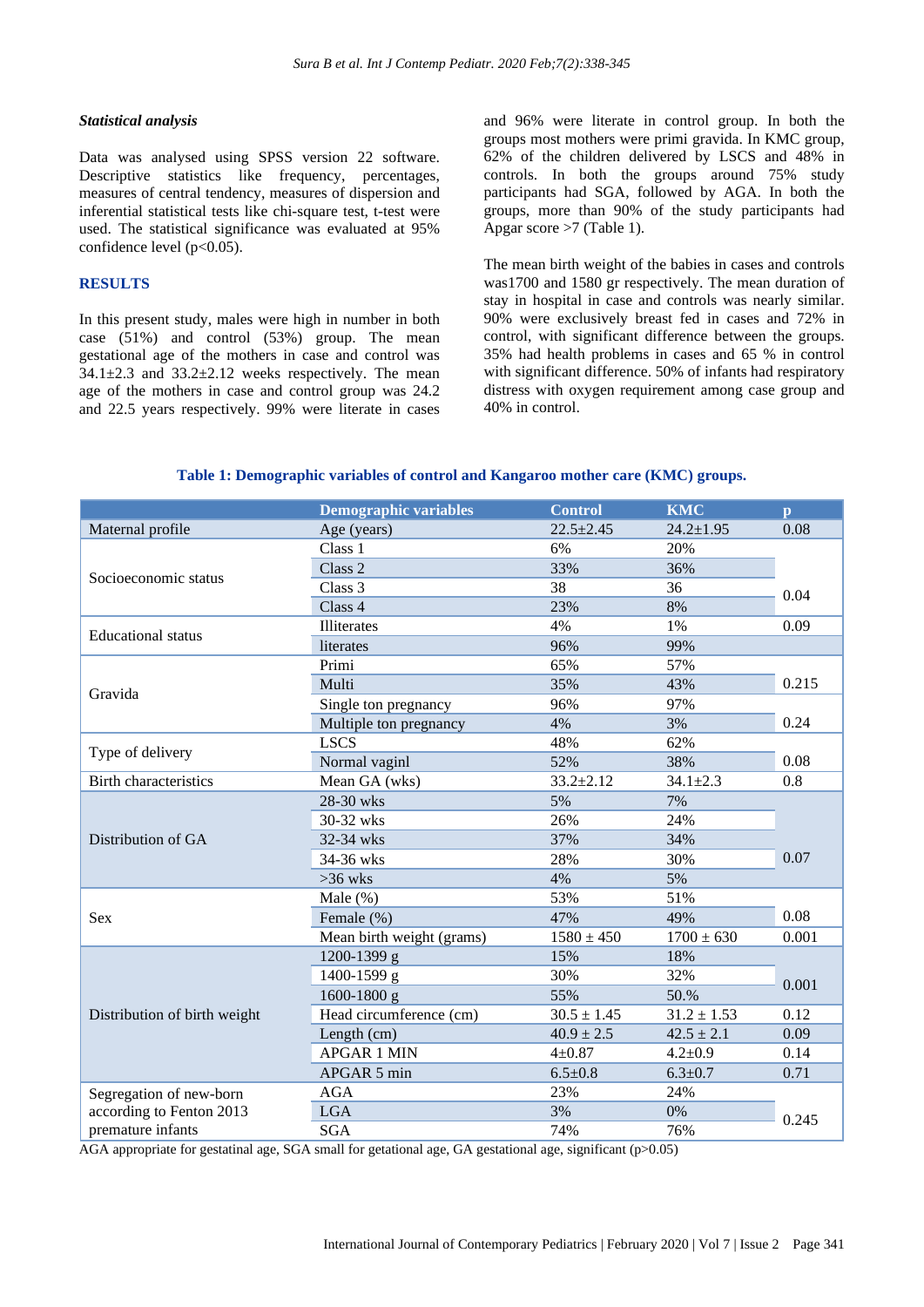### *Statistical analysis*

Data was analysed using SPSS version 22 software. Descriptive statistics like frequency, percentages, measures of central tendency, measures of dispersion and inferential statistical tests like chi-square test, t-test were used. The statistical significance was evaluated at 95% confidence level ($p<0.05$).

## RESULTS

In this present study, males were high in number in both case (51%) and control (53%) group. The mean gestational age of the mothers in case and control was 34.1±2.3 and 33.2±2.12 weeks respectively. The mean age of the mothers in case and control group was 24.2 and 22.5 years respectively. 99% were literate in cases and 96% were literate in control group. In both the groups most mothers were primi gravida. In KMC group, 62% of the children delivered by LSCS and 48% in controls. In both the groups around 75% study participants had SGA, followed by AGA. In both the groups, more than 90% of the study participants had Apgar score >7 (Table 1).

The mean birth weight of the babies in cases and controls was1700 and 1580 gr respectively. The mean duration of stay in hospital in case and controls was nearly similar. 90% were exclusively breast fed in cases and 72% in control, with significant difference between the groups. 35% had health problems in cases and 65 % in control with significant difference. 50% of infants had respiratory distress with oxygen requirement among case group and 40% in control.

**Table 1: Demographic variables of control and Kangaroo mother care (KMC) groups.**

| | Demographic variables | Control | KMC | p |
|---|---|---|---|---|
| Maternal profile | Age (years) | 22.5±2.45 | 24.2±1.95 | 0.08 |
| Socioeconomic status | Class 1 | 6% | 20% | 0.04 |
| | Class 2 | 33% | 36% | |
| | Class 3 | 38 | 36 | |
| | Class 4 | 23% | 8% | |
| Educational status | Illiterates | 4% | 1% | 0.09 |
| | literates | 96% | 99% | |
| Gravida | Primi | 65% | 57% | 0.215 |
| | Multi | 35% | 43% | |
| | Single ton pregnancy | 96% | 97% | 0.24 |
| | Multiple ton pregnancy | 4% | 3% | |
| Type of delivery | LSCS | 48% | 62% | 0.08 |
| | Normal vaginl | 52% | 38% | |
| Birth characteristics | Mean GA (wks) | 33.2±2.12 | 34.1±2.3 | 0.8 |
| Distribution of GA | 28-30 wks | 5% | 7% | 0.07 |
| | 30-32 wks | 26% | 24% | |
| | 32-34 wks | 37% | 34% | |
| | 34-36 wks | 28% | 30% | |
| | >36 wks | 4% | 5% | |
| Sex | Male (%) | 53% | 51% | 0.08 |
| | Female (%) | 47% | 49% | |
| | Mean birth weight (grams) | 1580 ± 450 | 1700 ± 630 | 0.001 |
| Distribution of birth weight | 1200-1399 g | 15% | 18% | 0.001 |
| | 1400-1599 g | 30% | 32% | |
| | 1600-1800 g | 55% | 50.% | |
| | Head circumference (cm) | 30.5 ± 1.45 | 31.2 ± 1.53 | 0.12 |
| | Length (cm) | 40.9 ± 2.5 | 42.5 ± 2.1 | 0.09 |
| | APGAR 1 MIN | 4±0.87 | 4.2±0.9 | 0.14 |
| | APGAR 5 min | 6.5±0.8 | 6.3±0.7 | 0.71 |
| Segregation of new-born according to Fenton 2013 premature infants | AGA | 23% | 24% | 0.245 |
| | LGA | 3% | 0% | |
| | SGA | 74% | 76% | |

AGA appropriate for gestatinal age, SGA small for getational age, GA gestational age, significant ($p>0.05$)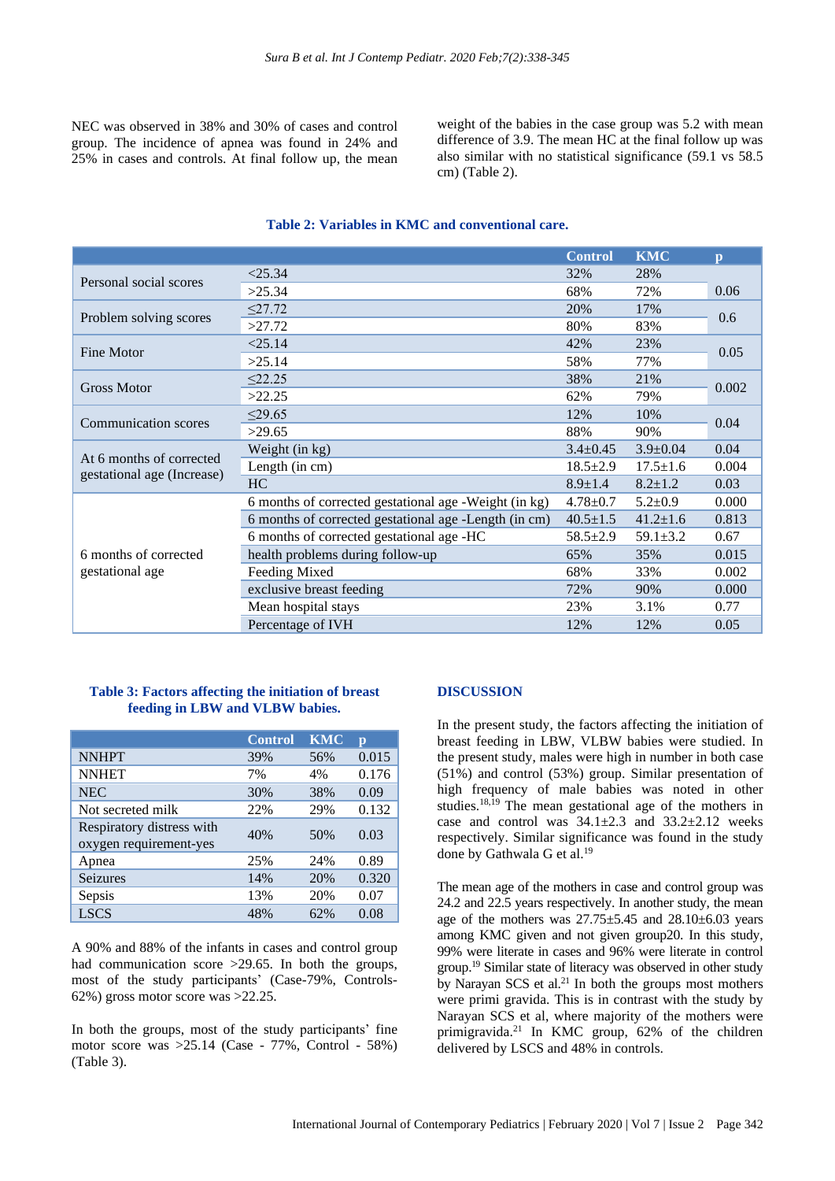NEC was observed in 38% and 30% of cases and control group. The incidence of apnea was found in 24% and 25% in cases and controls. At final follow up, the mean weight of the babies in the case group was 5.2 with mean difference of 3.9. The mean HC at the final follow up was also similar with no statistical significance (59.1 vs 58.5 cm) (Table 2).

**Table 2: Variables in KMC and conventional care.**

| | | Control | KMC | p |
|---|---|---|---|---|
| Personal social scores | <25.34 | 32% | 28% | 0.06 |
| | >25.34 | 68% | 72% | |
| Problem solving scores | ≤27.72 | 20% | 17% | 0.6 |
| | >27.72 | 80% | 83% | |
| Fine Motor | <25.14 | 42% | 23% | 0.05 |
| | >25.14 | 58% | 77% | |
| Gross Motor | ≤22.25 | 38% | 21% | 0.002 |
| | >22.25 | 62% | 79% | |
| Communication scores | ≤29.65 | 12% | 10% | 0.04 |
| | >29.65 | 88% | 90% | |
| At 6 months of corrected gestational age (Increase) | Weight (in kg) | 3.4±0.45 | 3.9±0.04 | 0.04 |
| | Length (in cm) | 18.5±2.9 | 17.5±1.6 | 0.004 |
| | HC | 8.9±1.4 | 8.2±1.2 | 0.03 |
| 6 months of corrected gestational age | 6 months of corrected gestational age -Weight (in kg) | 4.78±0.7 | 5.2±0.9 | 0.000 |
| | 6 months of corrected gestational age -Length (in cm) | 40.5±1.5 | 41.2±1.6 | 0.813 |
| | 6 months of corrected gestational age -HC | 58.5±2.9 | 59.1±3.2 | 0.67 |
| | health problems during follow-up | 65% | 35% | 0.015 |
| | Feeding Mixed | 68% | 33% | 0.002 |
| | exclusive breast feeding | 72% | 90% | 0.000 |
| | Mean hospital stays | 23% | 3.1% | 0.77 |
| | Percentage of IVH | 12% | 12% | 0.05 |

**Table 3: Factors affecting the initiation of breast feeding in LBW and VLBW babies.**

| | Control | KMC | p |
|---|---|---|---|
| NNHPT | 39% | 56% | 0.015 |
| NNHET | 7% | 4% | 0.176 |
| NEC | 30% | 38% | 0.09 |
| Not secreted milk | 22% | 29% | 0.132 |
| Respiratory distress with oxygen requirement-yes | 40% | 50% | 0.03 |
| Apnea | 25% | 24% | 0.89 |
| Seizures | 14% | 20% | 0.320 |
| Sepsis | 13% | 20% | 0.07 |
| LSCS | 48% | 62% | 0.08 |

A 90% and 88% of the infants in cases and control group had communication score >29.65. In both the groups, most of the study participants' (Case-79%, Controls-62%) gross motor score was >22.25.

In both the groups, most of the study participants' fine motor score was >25.14 (Case - 77%, Control - 58%) (Table 3).

## DISCUSSION

In the present study, the factors affecting the initiation of breast feeding in LBW, VLBW babies were studied. In the present study, males were high in number in both case (51%) and control (53%) group. Similar presentation of high frequency of male babies was noted in other studies.[18,19] The mean gestational age of the mothers in case and control was 34.1±2.3 and 33.2±2.12 weeks respectively. Similar significance was found in the study done by Gathwala G et al.[19]

The mean age of the mothers in case and control group was 24.2 and 22.5 years respectively. In another study, the mean age of the mothers was 27.75±5.45 and 28.10±6.03 years among KMC given and not given group20. In this study, 99% were literate in cases and 96% were literate in control group.[19] Similar state of literacy was observed in other study by Narayan SCS et al.[21] In both the groups most mothers were primi gravida. This is in contrast with the study by Narayan SCS et al, where majority of the mothers were primigravida.[21] In KMC group, 62% of the children delivered by LSCS and 48% in controls.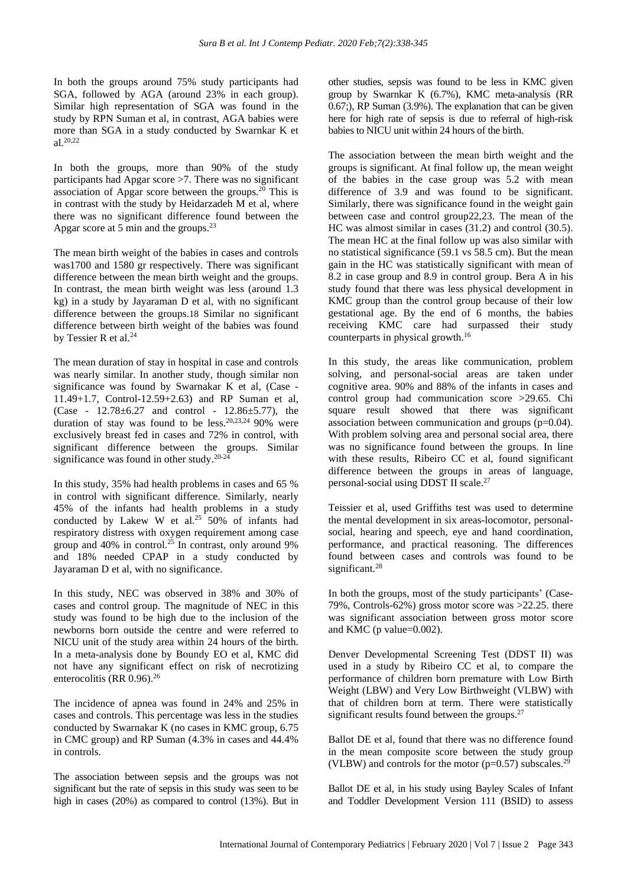In both the groups around 75% study participants had SGA, followed by AGA (around 23% in each group). Similar high representation of SGA was found in the study by RPN Suman et al, in contrast, AGA babies were more than SGA in a study conducted by Swarnkar K et al.[20,22]

In both the groups, more than 90% of the study participants had Apgar score >7. There was no significant association of Apgar score between the groups.[20] This is in contrast with the study by Heidarzadeh M et al, where there was no significant difference found between the Apgar score at 5 min and the groups.[23]

The mean birth weight of the babies in cases and controls was1700 and 1580 gr respectively. There was significant difference between the mean birth weight and the groups. In contrast, the mean birth weight was less (around 1.3 kg) in a study by Jayaraman D et al, with no significant difference between the groups.18 Similar no significant difference between birth weight of the babies was found by Tessier R et al.[24]

The mean duration of stay in hospital in case and controls was nearly similar. In another study, though similar non significance was found by Swarnakar K et al, (Case - 11.49+1.7, Control-12.59+2.63) and RP Suman et al, (Case - 12.78±6.27 and control - 12.86±5.77), the duration of stay was found to be less.[20,23,24] 90% were exclusively breast fed in cases and 72% in control, with significant difference between the groups. Similar significance was found in other study.[20-24]

In this study, 35% had health problems in cases and 65 % in control with significant difference. Similarly, nearly 45% of the infants had health problems in a study conducted by Lakew W et al.[25] 50% of infants had respiratory distress with oxygen requirement among case group and 40% in control.[25] In contrast, only around 9% and 18% needed CPAP in a study conducted by Jayaraman D et al, with no significance.

In this study, NEC was observed in 38% and 30% of cases and control group. The magnitude of NEC in this study was found to be high due to the inclusion of the newborns born outside the centre and were referred to NICU unit of the study area within 24 hours of the birth. In a meta-analysis done by Boundy EO et al, KMC did not have any significant effect on risk of necrotizing enterocolitis (RR 0.96).[26]

The incidence of apnea was found in 24% and 25% in cases and controls. This percentage was less in the studies conducted by Swarnakar K (no cases in KMC group, 6.75 in CMC group) and RP Suman (4.3% in cases and 44.4% in controls.

The association between sepsis and the groups was not significant but the rate of sepsis in this study was seen to be high in cases (20%) as compared to control (13%). But in other studies, sepsis was found to be less in KMC given group by Swarnkar K (6.7%), KMC meta-analysis (RR 0.67;), RP Suman (3.9%). The explanation that can be given here for high rate of sepsis is due to referral of high-risk babies to NICU unit within 24 hours of the birth.

The association between the mean birth weight and the groups is significant. At final follow up, the mean weight of the babies in the case group was 5.2 with mean difference of 3.9 and was found to be significant. Similarly, there was significance found in the weight gain between case and control group22,23. The mean of the HC was almost similar in cases (31.2) and control (30.5). The mean HC at the final follow up was also similar with no statistical significance (59.1 vs 58.5 cm). But the mean gain in the HC was statistically significant with mean of 8.2 in case group and 8.9 in control group. Bera A in his study found that there was less physical development in KMC group than the control group because of their low gestational age. By the end of 6 months, the babies receiving KMC care had surpassed their study counterparts in physical growth.[16]

In this study, the areas like communication, problem solving, and personal-social areas are taken under cognitive area. 90% and 88% of the infants in cases and control group had communication score >29.65. Chi square result showed that there was significant association between communication and groups (p=0.04). With problem solving area and personal social area, there was no significance found between the groups. In line with these results, Ribeiro CC et al, found significant difference between the groups in areas of language, personal-social using DDST II scale.[27]

Teissier et al, used Griffiths test was used to determine the mental development in six areas-locomotor, personal-social, hearing and speech, eye and hand coordination, performance, and practical reasoning. The differences found between cases and controls was found to be significant.[28]

In both the groups, most of the study participants' (Case-79%, Controls-62%) gross motor score was >22.25. there was significant association between gross motor score and KMC (p value=0.002).

Denver Developmental Screening Test (DDST II) was used in a study by Ribeiro CC et al, to compare the performance of children born premature with Low Birth Weight (LBW) and Very Low Birthweight (VLBW) with that of children born at term. There were statistically significant results found between the groups.[27]

Ballot DE et al, found that there was no difference found in the mean composite score between the study group (VLBW) and controls for the motor (p=0.57) subscales.[29]

Ballot DE et al, in his study using Bayley Scales of Infant and Toddler Development Version 111 (BSID) to assess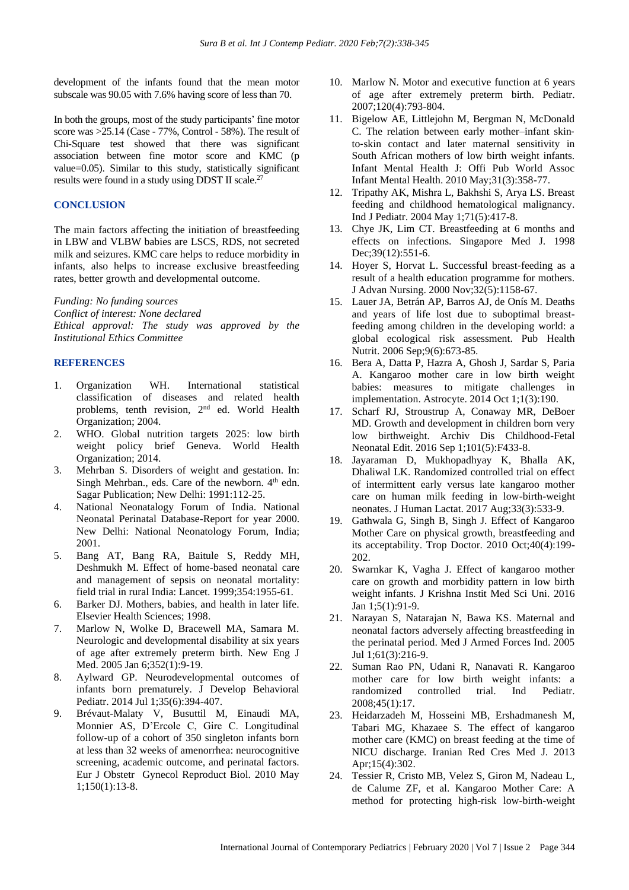development of the infants found that the mean motor subscale was 90.05 with 7.6% having score of less than 70.

In both the groups, most of the study participants' fine motor score was >25.14 (Case - 77%, Control - 58%). The result of Chi-Square test showed that there was significant association between fine motor score and KMC (p value=0.05). Similar to this study, statistically significant results were found in a study using DDST II scale.[27]

## CONCLUSION

The main factors affecting the initiation of breastfeeding in LBW and VLBW babies are LSCS, RDS, not secreted milk and seizures. KMC care helps to reduce morbidity in infants, also helps to increase exclusive breastfeeding rates, better growth and developmental outcome.

*Funding: No funding sources*
*Conflict of interest: None declared*
*Ethical approval: The study was approved by the Institutional Ethics Committee*

## REFERENCES

1. Organization WH. International statistical classification of diseases and related health problems, tenth revision, 2nd ed. World Health Organization; 2004.
2. WHO. Global nutrition targets 2025: low birth weight policy brief Geneva. World Health Organization; 2014.
3. Mehrban S. Disorders of weight and gestation. In: Singh Mehrban., eds. Care of the newborn. 4th edn. Sagar Publication; New Delhi: 1991:112-25.
4. National Neonatalogy Forum of India. National Neonatal Perinatal Database-Report for year 2000. New Delhi: National Neonatology Forum, India; 2001.
5. Bang AT, Bang RA, Baitule S, Reddy MH, Deshmukh M. Effect of home-based neonatal care and management of sepsis on neonatal mortality: field trial in rural India: Lancet. 1999;354:1955-61.
6. Barker DJ. Mothers, babies, and health in later life. Elsevier Health Sciences; 1998.
7. Marlow N, Wolke D, Bracewell MA, Samara M. Neurologic and developmental disability at six years of age after extremely preterm birth. New Eng J Med. 2005 Jan 6;352(1):9-19.
8. Aylward GP. Neurodevelopmental outcomes of infants born prematurely. J Develop Behavioral Pediatr. 2014 Jul 1;35(6):394-407.
9. Brévaut-Malaty V, Busuttil M, Einaudi MA, Monnier AS, D'Ercole C, Gire C. Longitudinal follow-up of a cohort of 350 singleton infants born at less than 32 weeks of amenorrhea: neurocognitive screening, academic outcome, and perinatal factors. Eur J Obstetr Gynecol Reproduct Biol. 2010 May 1;150(1):13-8.
10. Marlow N. Motor and executive function at 6 years of age after extremely preterm birth. Pediatr. 2007;120(4):793-804.
11. Bigelow AE, Littlejohn M, Bergman N, McDonald C. The relation between early mother–infant skin-to-skin contact and later maternal sensitivity in South African mothers of low birth weight infants. Infant Mental Health J: Offi Pub World Assoc Infant Mental Health. 2010 May;31(3):358-77.
12. Tripathy AK, Mishra L, Bakhshi S, Arya LS. Breast feeding and childhood hematological malignancy. Ind J Pediatr. 2004 May 1;71(5):417-8.
13. Chye JK, Lim CT. Breastfeeding at 6 months and effects on infections. Singapore Med J. 1998 Dec;39(12):551-6.
14. Hoyer S, Horvat L. Successful breast-feeding as a result of a health education programme for mothers. J Advan Nursing. 2000 Nov;32(5):1158-67.
15. Lauer JA, Betrán AP, Barros AJ, de Onís M. Deaths and years of life lost due to suboptimal breast-feeding among children in the developing world: a global ecological risk assessment. Pub Health Nutrit. 2006 Sep;9(6):673-85.
16. Bera A, Datta P, Hazra A, Ghosh J, Sardar S, Paria A. Kangaroo mother care in low birth weight babies: measures to mitigate challenges in implementation. Astrocyte. 2014 Oct 1;1(3):190.
17. Scharf RJ, Stroustrup A, Conaway MR, DeBoer MD. Growth and development in children born very low birthweight. Archiv Dis Childhood-Fetal Neonatal Edit. 2016 Sep 1;101(5):F433-8.
18. Jayaraman D, Mukhopadhyay K, Bhalla AK, Dhaliwal LK. Randomized controlled trial on effect of intermittent early versus late kangaroo mother care on human milk feeding in low-birth-weight neonates. J Human Lactat. 2017 Aug;33(3):533-9.
19. Gathwala G, Singh B, Singh J. Effect of Kangaroo Mother Care on physical growth, breastfeeding and its acceptability. Trop Doctor. 2010 Oct;40(4):199-202.
20. Swarnkar K, Vagha J. Effect of kangaroo mother care on growth and morbidity pattern in low birth weight infants. J Krishna Instit Med Sci Uni. 2016 Jan 1;5(1):91-9.
21. Narayan S, Natarajan N, Bawa KS. Maternal and neonatal factors adversely affecting breastfeeding in the perinatal period. Med J Armed Forces Ind. 2005 Jul 1;61(3):216-9.
22. Suman Rao PN, Udani R, Nanavati R. Kangaroo mother care for low birth weight infants: a randomized controlled trial. Ind Pediatr. 2008;45(1):17.
23. Heidarzadeh M, Hosseini MB, Ershadmanesh M, Tabari MG, Khazaee S. The effect of kangaroo mother care (KMC) on breast feeding at the time of NICU discharge. Iranian Red Cres Med J. 2013 Apr;15(4):302.
24. Tessier R, Cristo MB, Velez S, Giron M, Nadeau L, de Calume ZF, et al. Kangaroo Mother Care: A method for protecting high-risk low-birth-weight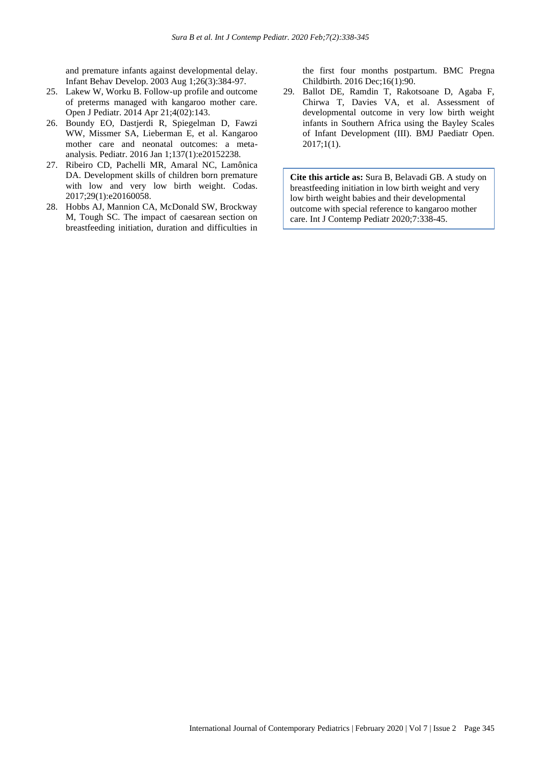and premature infants against developmental delay. Infant Behav Develop. 2003 Aug 1;26(3):384-97.

25. Lakew W, Worku B. Follow-up profile and outcome of preterms managed with kangaroo mother care. Open J Pediatr. 2014 Apr 21;4(02):143.
26. Boundy EO, Dastjerdi R, Spiegelman D, Fawzi WW, Missmer SA, Lieberman E, et al. Kangaroo mother care and neonatal outcomes: a meta-analysis. Pediatr. 2016 Jan 1;137(1):e20152238.
27. Ribeiro CD, Pachelli MR, Amaral NC, Lamônica DA. Development skills of children born premature with low and very low birth weight. Codas. 2017;29(1):e20160058.
28. Hobbs AJ, Mannion CA, McDonald SW, Brockway M, Tough SC. The impact of caesarean section on breastfeeding initiation, duration and difficulties in the first four months postpartum. BMC Pregna Childbirth. 2016 Dec;16(1):90.
29. Ballot DE, Ramdin T, Rakotsoane D, Agaba F, Chirwa T, Davies VA, et al. Assessment of developmental outcome in very low birth weight infants in Southern Africa using the Bayley Scales of Infant Development (III). BMJ Paediatr Open. 2017;1(1).

**Cite this article as:** Sura B, Belavadi GB. A study on breastfeeding initiation in low birth weight and very low birth weight babies and their developmental outcome with special reference to kangaroo mother care. Int J Contemp Pediatr 2020;7:338-45.